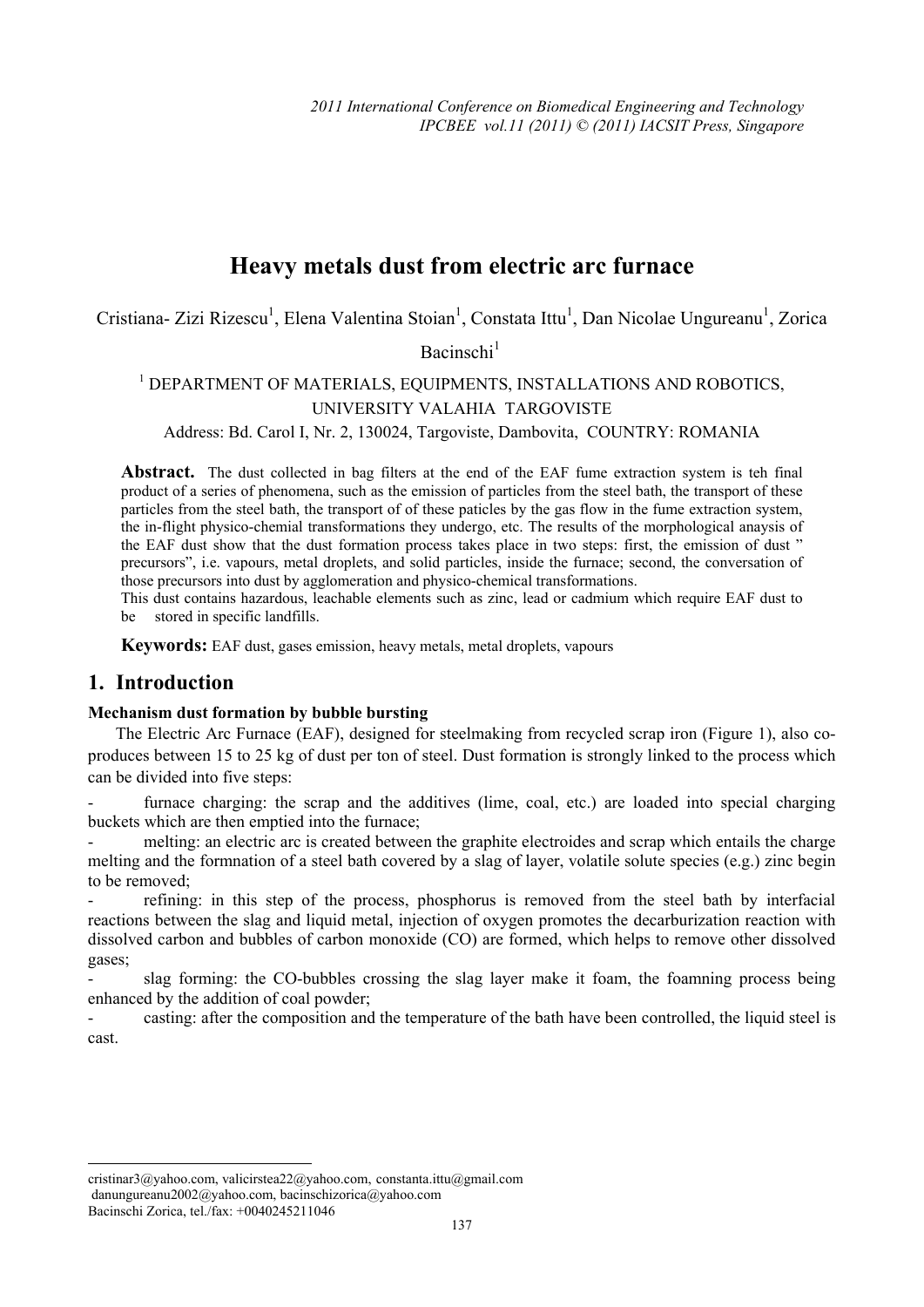# Heavy metals dust from electric arc furnace

Cristiana- Zizi Rizescu[1], Elena Valentina Stoian[1], Constata Ittu[1], Dan Nicolae Ungureanu[1], Zorica Bacinschi[1]

[1] DEPARTMENT OF MATERIALS, EQUIPMENTS, INSTALLATIONS AND ROBOTICS, UNIVERSITY VALAHIA TARGOVISTE

Address: Bd. Carol I, Nr. 2, 130024, Targoviste, Dambovita, COUNTRY: ROMANIA

**Abstract.** The dust collected in bag filters at the end of the EAF fume extraction system is teh final product of a series of phenomena, such as the emission of particles from the steel bath, the transport of these particles from the steel bath, the transport of of these paticles by the gas flow in the fume extraction system, the in-flight physico-chemial transformations they undergo, etc. The results of the morphological anaysis of the EAF dust show that the dust formation process takes place in two steps: first, the emission of dust " precursors", i.e. vapours, metal droplets, and solid particles, inside the furnace; second, the conversation of those precursors into dust by agglomeration and physico-chemical transformations.
This dust contains hazardous, leachable elements such as zinc, lead or cadmium which require EAF dust to be stored in specific landfills.

**Keywords:** EAF dust, gases emission, heavy metals, metal droplets, vapours

## 1. Introduction

**Mechanism dust formation by bubble bursting**

The Electric Arc Furnace (EAF), designed for steelmaking from recycled scrap iron (Figure 1), also co-produces between 15 to 25 kg of dust per ton of steel. Dust formation is strongly linked to the process which can be divided into five steps:

- furnace charging: the scrap and the additives (lime, coal, etc.) are loaded into special charging buckets which are then emptied into the furnace;
- melting: an electric arc is created between the graphite electroides and scrap which entails the charge melting and the formnation of a steel bath covered by a slag of layer, volatile solute species (e.g.) zinc begin to be removed;
- refining: in this step of the process, phosphorus is removed from the steel bath by interfacial reactions between the slag and liquid metal, injection of oxygen promotes the decarburization reaction with dissolved carbon and bubbles of carbon monoxide (CO) are formed, which helps to remove other dissolved gases;
- slag forming: the CO-bubbles crossing the slag layer make it foam, the foamning process being enhanced by the addition of coal powder;
- casting: after the composition and the temperature of the bath have been controlled, the liquid steel is cast.

---

cristinar3@yahoo.com, valicirstea22@yahoo.com, constanta.ittu@gmail.com
danungureanu2002@yahoo.com, bacinschizorica@yahoo.com
Bacinschi Zorica, tel./fax: +0040245211046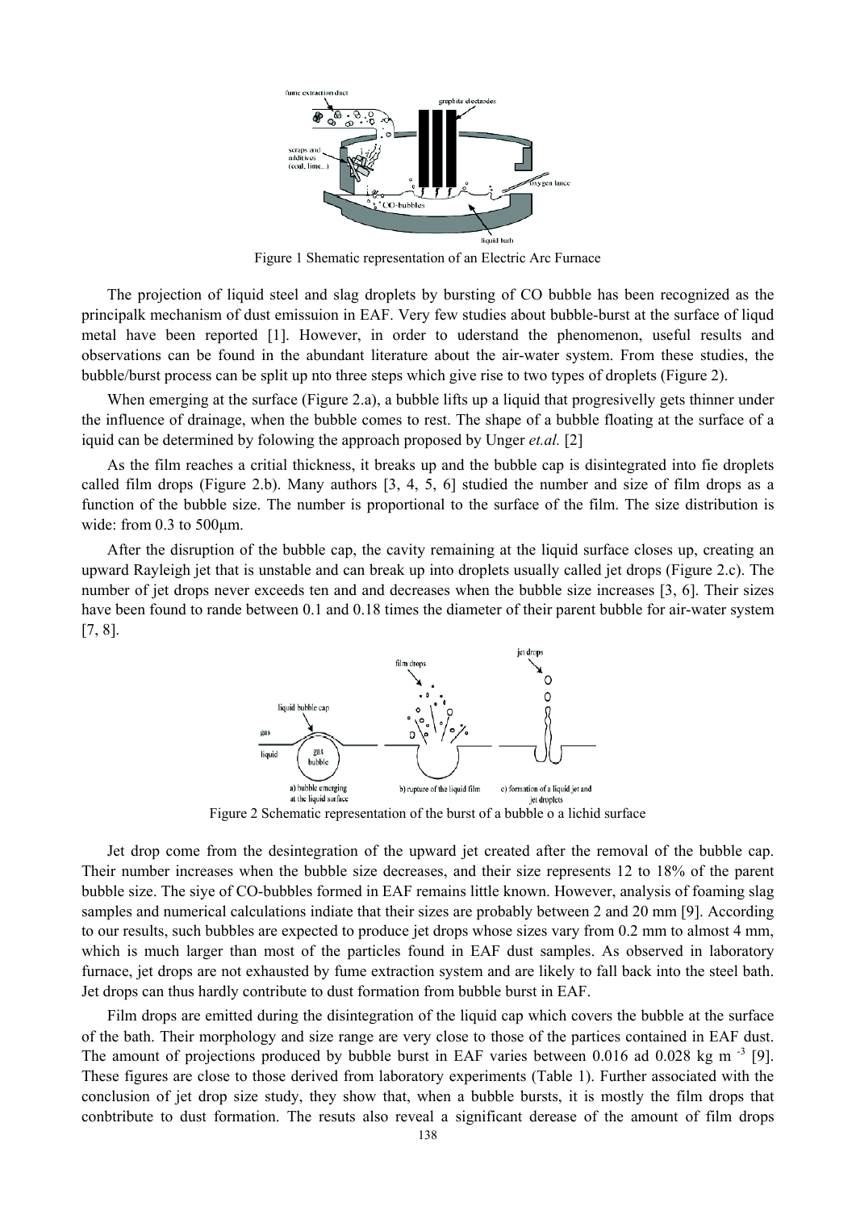Figure 1 Shematic representation of an Electric Arc Furnace

The projection of liquid steel and slag droplets by bursting of CO bubble has been recognized as the principalk mechanism of dust emissuion in EAF. Very few studies about bubble-burst at the surface of liqud metal have been reported [1]. However, in order to uderstand the phenomenon, useful results and observations can be found in the abundant literature about the air-water system. From these studies, the bubble/burst process can be split up nto three steps which give rise to two types of droplets (Figure 2).

When emerging at the surface (Figure 2.a), a bubble lifts up a liquid that progresivelly gets thinner under the influence of drainage, when the bubble comes to rest. The shape of a bubble floating at the surface of a iquid can be determined by folowing the approach proposed by Unger *et.al.* [2]

As the film reaches a critial thickness, it breaks up and the bubble cap is disintegrated into fie droplets called film drops (Figure 2.b). Many authors [3, 4, 5, 6] studied the number and size of film drops as a function of the bubble size. The number is proportional to the surface of the film. The size distribution is wide: from 0.3 to 500µm.

After the disruption of the bubble cap, the cavity remaining at the liquid surface closes up, creating an upward Rayleigh jet that is unstable and can break up into droplets usually called jet drops (Figure 2.c). The number of jet drops never exceeds ten and and decreases when the bubble size increases [3, 6]. Their sizes have been found to rande between 0.1 and 0.18 times the diameter of their parent bubble for air-water system [7, 8].

Figure 2 Schematic representation of the burst of a bubble o a lichid surface

Jet drop come from the desintegration of the upward jet created after the removal of the bubble cap. Their number increases when the bubble size decreases, and their size represents 12 to 18% of the parent bubble size. The siye of CO-bubbles formed in EAF remains little known. However, analysis of foaming slag samples and numerical calculations indiate that their sizes are probably between 2 and 20 mm [9]. According to our results, such bubbles are expected to produce jet drops whose sizes vary from 0.2 mm to almost 4 mm, which is much larger than most of the particles found in EAF dust samples. As observed in laboratory furnace, jet drops are not exhausted by fume extraction system and are likely to fall back into the steel bath. Jet drops can thus hardly contribute to dust formation from bubble burst in EAF.

Film drops are emitted during the disintegration of the liquid cap which covers the bubble at the surface of the bath. Their morphology and size range are very close to those of the partices contained in EAF dust. The amount of projections produced by bubble burst in EAF varies between 0.016 ad 0.028 kg m $^{-3}$ [9]. These figures are close to those derived from laboratory experiments (Table 1). Further associated with the conclusion of jet drop size study, they show that, when a bubble bursts, it is mostly the film drops that conbtribute to dust formation. The resuts also reveal a significant derease of the amount of film drops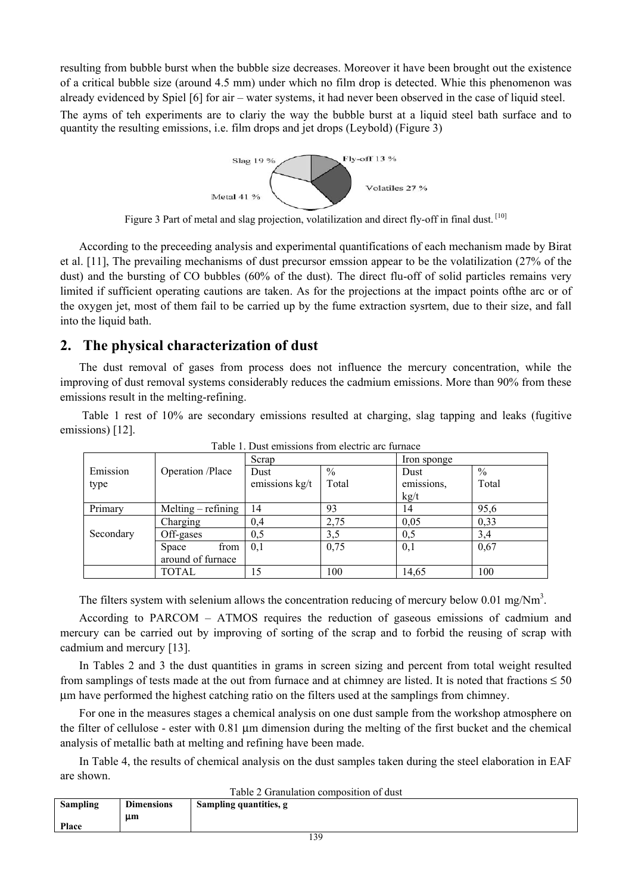resulting from bubble burst when the bubble size decreases. Moreover it have been brought out the existence of a critical bubble size (around 4.5 mm) under which no film drop is detected. Whie this phenomenon was already evidenced by Spiel [6] for air – water systems, it had never been observed in the case of liquid steel.

The ayms of teh experiments are to clariy the way the bubble burst at a liquid steel bath surface and to quantity the resulting emissions, i.e. film drops and jet drops (Leybold) (Figure 3)

Slag 19 % | Fly-off 13 % | Volatiles 27 % | Metal 41 %

Figure 3 Part of metal and slag projection, volatilization and direct fly-off in final dust. [10]

According to the preceeding analysis and experimental quantifications of each mechanism made by Birat et al. [11], The prevailing mechanisms of dust precursor emssion appear to be the volatilization (27% of the dust) and the bursting of CO bubbles (60% of the dust). The direct flu-off of solid particles remains very limited if sufficient operating cautions are taken. As for the projections at the impact points ofthe arc or of the oxygen jet, most of them fail to be carried up by the fume extraction sysrtem, due to their size, and fall into the liquid bath.

## 2. The physical characterization of dust

The dust removal of gases from process does not influence the mercury concentration, while the improving of dust removal systems considerably reduces the cadmium emissions. More than 90% from these emissions result in the melting-refining.

Table 1 rest of 10% are secondary emissions resulted at charging, slag tapping and leaks (fugitive emissions) [12].

Table 1. Dust emissions from electric arc furnace

| Emission type | Operation /Place | Scrap | | Iron sponge | |
|---|---|---|---|---|---|
| | | Dust emissions kg/t | % Total | Dust emissions, kg/t | % Total |
| Primary | Melting – refining | 14 | 93 | 14 | 95,6 |
| Secondary | Charging | 0,4 | 2,75 | 0,05 | 0,33 |
| | Off-gases | 0,5 | 3,5 | 0,5 | 3,4 |
| | Space from around of furnace | 0,1 | 0,75 | 0,1 | 0,67 |
| | TOTAL | 15 | 100 | 14,65 | 100 |

The filters system with selenium allows the concentration reducing of mercury below 0.01 mg/Nm$^3$.

According to PARCOM – ATMOS requires the reduction of gaseous emissions of cadmium and mercury can be carried out by improving of sorting of the scrap and to forbid the reusing of scrap with cadmium and mercury [13].

In Tables 2 and 3 the dust quantities in grams in screen sizing and percent from total weight resulted from samplings of tests made at the out from furnace and at chimney are listed. It is noted that fractions ≤ 50 μm have performed the highest catching ratio on the filters used at the samplings from chimney.

For one in the measures stages a chemical analysis on one dust sample from the workshop atmosphere on the filter of cellulose - ester with 0.81 μm dimension during the melting of the first bucket and the chemical analysis of metallic bath at melting and refining have been made.

In Table 4, the results of chemical analysis on the dust samples taken during the steel elaboration in EAF are shown.

Table 2 Granulation composition of dust

| **Sampling Place** | **Dimensions μm** | **Sampling quantities, g** |
|---|---|---|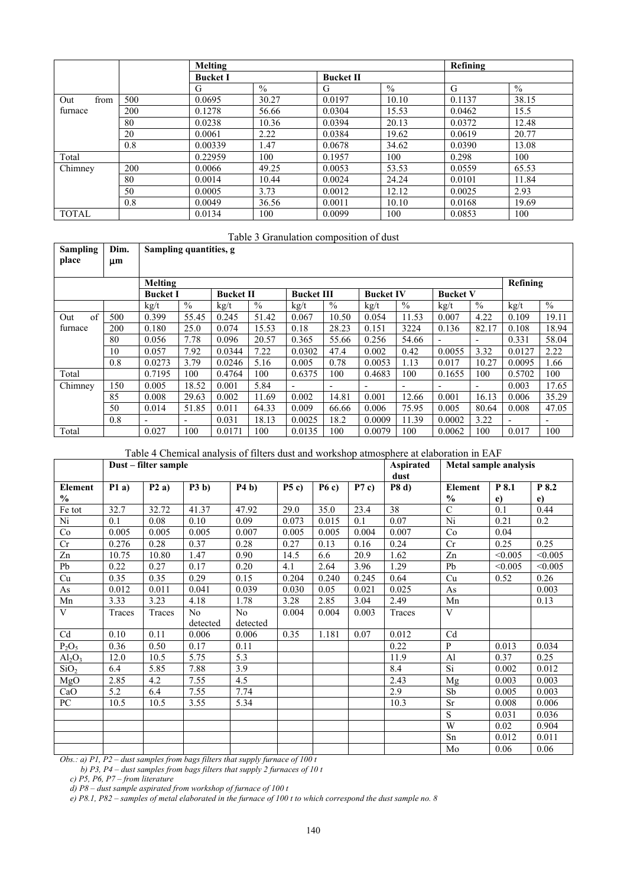|  |  | Melting |  |  |  | Refining |  |
|---|---|---|---|---|---|---|---|
|  |  | Bucket I |  | Bucket II |  |  |  |
|  |  | G | % | G | % | G | % |
| Out from furnace | 500 | 0.0695 | 30.27 | 0.0197 | 10.10 | 0.1137 | 38.15 |
|  | 200 | 0.1278 | 56.66 | 0.0304 | 15.53 | 0.0462 | 15.5 |
|  | 80 | 0.0238 | 10.36 | 0.0394 | 20.13 | 0.0372 | 12.48 |
|  | 20 | 0.0061 | 2.22 | 0.0384 | 19.62 | 0.0619 | 20.77 |
|  | 0.8 | 0.00339 | 1.47 | 0.0678 | 34.62 | 0.0390 | 13.08 |
| Total |  | 0.22959 | 100 | 0.1957 | 100 | 0.298 | 100 |
| Chimney | 200 | 0.0066 | 49.25 | 0.0053 | 53.53 | 0.0559 | 65.53 |
|  | 80 | 0.0014 | 10.44 | 0.0024 | 24.24 | 0.0101 | 11.84 |
|  | 50 | 0.0005 | 3.73 | 0.0012 | 12.12 | 0.0025 | 2.93 |
|  | 0.8 | 0.0049 | 36.56 | 0.0011 | 10.10 | 0.0168 | 19.69 |
| TOTAL |  | 0.0134 | 100 | 0.0099 | 100 | 0.0853 | 100 |

Table 3 Granulation composition of dust

| Sampling place | Dim. μm | Sampling quantities, g |  |  |  |  |  |  |  |  |  |  |  |
|---|---|---|---|---|---|---|---|---|---|---|---|---|---|
|  |  | Melting |  |  |  |  |  |  |  |  |  | Refining |  |
|  |  | Bucket I |  | Bucket II |  | Bucket III |  | Bucket IV |  | Bucket V |  |  |  |
|  |  | kg/t | % | kg/t | % | kg/t | % | kg/t | % | kg/t | % | kg/t | % |
| Out of furnace | 500 | 0.399 | 55.45 | 0.245 | 51.42 | 0.067 | 10.50 | 0.054 | 11.53 | 0.007 | 4.22 | 0.109 | 19.11 |
|  | 200 | 0.180 | 25.0 | 0.074 | 15.53 | 0.18 | 28.23 | 0.151 | 3224 | 0.136 | 82.17 | 0.108 | 18.94 |
|  | 80 | 0.056 | 7.78 | 0.096 | 20.57 | 0.365 | 55.66 | 0.256 | 54.66 | - | - | 0.331 | 58.04 |
|  | 10 | 0.057 | 7.92 | 0.0344 | 7.22 | 0.0302 | 47.4 | 0.002 | 0.42 | 0.0055 | 3.32 | 0.0127 | 2.22 |
|  | 0.8 | 0.0273 | 3.79 | 0.0246 | 5.16 | 0.005 | 0.78 | 0.0053 | 1.13 | 0.017 | 10.27 | 0.0095 | 1.66 |
| Total |  | 0.7195 | 100 | 0.4764 | 100 | 0.6375 | 100 | 0.4683 | 100 | 0.1655 | 100 | 0.5702 | 100 |
| Chimney | 150 | 0.005 | 18.52 | 0.001 | 5.84 | - | - | - | - | - | - | 0.003 | 17.65 |
|  | 85 | 0.008 | 29.63 | 0.002 | 11.69 | 0.002 | 14.81 | 0.001 | 12.66 | 0.001 | 16.13 | 0.006 | 35.29 |
|  | 50 | 0.014 | 51.85 | 0.011 | 64.33 | 0.009 | 66.66 | 0.006 | 75.95 | 0.005 | 80.64 | 0.008 | 47.05 |
|  | 0.8 | - | - | 0.031 | 18.13 | 0.0025 | 18.2 | 0.0009 | 11.39 | 0.0002 | 3.22 | - | - |
| Total |  | 0.027 | 100 | 0.0171 | 100 | 0.0135 | 100 | 0.0079 | 100 | 0.0062 | 100 | 0.017 | 100 |

Table 4 Chemical analysis of filters dust and workshop atmosphere at elaboration in EAF

|  | Dust – filter sample |  |  |  |  |  |  | Aspirated dust | Metal sample analysis |  |  |
|---|---|---|---|---|---|---|---|---|---|---|---|
| Element % | P1 a) | P2 a) | P3 b) | P4 b) | P5 c) | P6 c) | P7 c) | P8 d) | Element % | P 8.1 e) | P 8.2 e) |
| Fe tot | 32.7 | 32.72 | 41.37 | 47.92 | 29.0 | 35.0 | 23.4 | 38 | C | 0.1 | 0.44 |
| Ni | 0.1 | 0.08 | 0.10 | 0.09 | 0.073 | 0.015 | 0.1 | 0.07 | Ni | 0.21 | 0.2 |
| Co | 0.005 | 0.005 | 0.005 | 0.007 | 0.005 | 0.005 | 0.004 | 0.007 | Co | 0.04 |  |
| Cr | 0.276 | 0.28 | 0.37 | 0.28 | 0.27 | 0.13 | 0.16 | 0.24 | Cr | 0.25 | 0.25 |
| Zn | 10.75 | 10.80 | 1.47 | 0.90 | 14.5 | 6.6 | 20.9 | 1.62 | Zn | <0.005 | <0.005 |
| Pb | 0.22 | 0.27 | 0.17 | 0.20 | 4.1 | 2.64 | 3.96 | 1.29 | Pb | <0.005 | <0.005 |
| Cu | 0.35 | 0.35 | 0.29 | 0.15 | 0.204 | 0.240 | 0.245 | 0.64 | Cu | 0.52 | 0.26 |
| As | 0.012 | 0.011 | 0.041 | 0.039 | 0.030 | 0.05 | 0.021 | 0.025 | As |  | 0.003 |
| Mn | 3.33 | 3.23 | 4.18 | 1.78 | 3.28 | 2.85 | 3.04 | 2.49 | Mn |  | 0.13 |
| V | Traces | Traces | No detected | No detected | 0.004 | 0.004 | 0.003 | Traces | V |  |  |
| Cd | 0.10 | 0.11 | 0.006 | 0.006 | 0.35 | 1.181 | 0.07 | 0.012 | Cd |  |  |
| $P_2O_5$ | 0.36 | 0.50 | 0.17 | 0.11 |  |  |  | 0.22 | P | 0.013 | 0.034 |
| $Al_2O_3$ | 12.0 | 10.5 | 5.75 | 5.3 |  |  |  | 11.9 | Al | 0.37 | 0.25 |
| $SiO_2$ | 6.4 | 5.85 | 7.88 | 3.9 |  |  |  | 8.4 | Si | 0.002 | 0.012 |
| MgO | 2.85 | 4.2 | 7.55 | 4.5 |  |  |  | 2.43 | Mg | 0.003 | 0.003 |
| CaO | 5.2 | 6.4 | 7.55 | 7.74 |  |  |  | 2.9 | Sb | 0.005 | 0.003 |
| PC | 10.5 | 10.5 | 3.55 | 5.34 |  |  |  | 10.3 | Sr | 0.008 | 0.006 |
|  |  |  |  |  |  |  |  |  | S | 0.031 | 0.036 |
|  |  |  |  |  |  |  |  |  | W | 0.02 | 0.904 |
|  |  |  |  |  |  |  |  |  | Sn | 0.012 | 0.011 |
|  |  |  |  |  |  |  |  |  | Mo | 0.06 | 0.06 |

*Obs.: a) P1, P2 – dust samples from bags filters that supply furnace of 100 t*

*b) P3, P4 – dust samples from bags filters that supply 2 furnaces of 10 t*

*c) P5, P6, P7 – from literature*

*d) P8 – dust sample aspirated from workshop of furnace of 100 t*

*e) P8.1, P82 – samples of metal elaborated in the furnace of 100 t to which correspond the dust sample no. 8*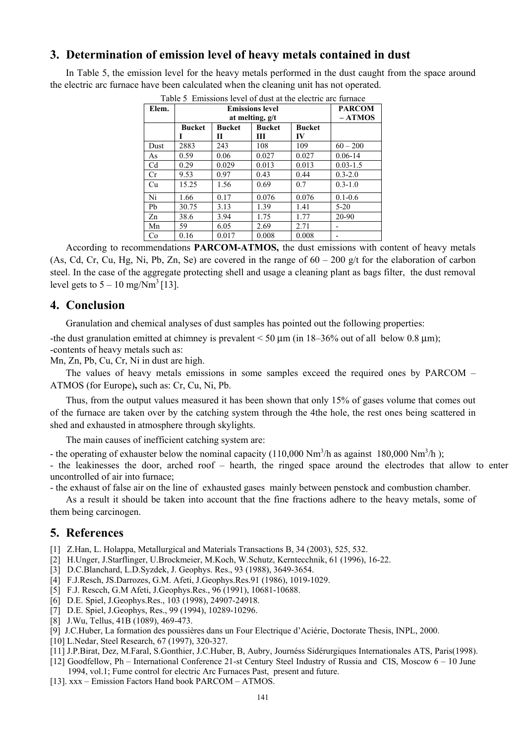## 3. Determination of emission level of heavy metals contained in dust

In Table 5, the emission level for the heavy metals performed in the dust caught from the space around the electric arc furnace have been calculated when the cleaning unit has not operated.

Table 5 Emissions level of dust at the electric arc furnace

| Elem. | Emissions level at melting, g/t | | | | PARCOM – ATMOS |
|---|---|---|---|---|---|
| | Bucket I | Bucket II | Bucket III | Bucket IV | |
| Dust | 2883 | 243 | 108 | 109 | 60 – 200 |
| As | 0.59 | 0.06 | 0.027 | 0.027 | 0.06-14 |
| Cd | 0.29 | 0.029 | 0.013 | 0.013 | 0.03-1.5 |
| Cr | 9.53 | 0.97 | 0.43 | 0.44 | 0.3-2.0 |
| Cu | 15.25 | 1.56 | 0.69 | 0.7 | 0.3-1.0 |
| Ni | 1.66 | 0.17 | 0.076 | 0.076 | 0.1-0.6 |
| Pb | 30.75 | 3.13 | 1.39 | 1.41 | 5-20 |
| Zn | 38.6 | 3.94 | 1.75 | 1.77 | 20-90 |
| Mn | 59 | 6.05 | 2.69 | 2.71 | - |
| Co | 0.16 | 0.017 | 0.008 | 0.008 | - |

According to recommendations **PARCOM-ATMOS,** the dust emissions with content of heavy metals (As, Cd, Cr, Cu, Hg, Ni, Pb, Zn, Se) are covered in the range of 60 – 200 g/t for the elaboration of carbon steel. In the case of the aggregate protecting shell and usage a cleaning plant as bags filter, the dust removal level gets to 5 – 10 mg/Nm$^3$ [13].

## 4. Conclusion

Granulation and chemical analyses of dust samples has pointed out the following properties:

-the dust granulation emitted at chimney is prevalent < 50 µm (in 18–36% out of all below 0.8 µm);
-contents of heavy metals such as:
Mn, Zn, Pb, Cu, Cr, Ni in dust are high.

The values of heavy metals emissions in some samples exceed the required ones by PARCOM – ATMOS (for Europe)**,** such as: Cr, Cu, Ni, Pb.

Thus, from the output values measured it has been shown that only 15% of gases volume that comes out of the furnace are taken over by the catching system through the 4the hole, the rest ones being scattered in shed and exhausted in atmosphere through skylights.

The main causes of inefficient catching system are:

- the operating of exhauster below the nominal capacity (110,000 Nm$^3$/h as against 180,000 Nm$^3$/h );
- the leakinesses the door, arched roof – hearth, the ringed space around the electrodes that allow to enter uncontrolled of air into furnace;
- the exhaust of false air on the line of exhausted gases mainly between penstock and combustion chamber.

As a result it should be taken into account that the fine fractions adhere to the heavy metals, some of them being carcinogen.

## 5. References

[1] Z.Han, L. Holappa, Metallurgical and Materials Transactions B, 34 (2003), 525, 532.
[2] H.Unger, J.Starflinger, U.Brockmeier, M.Koch, W.Schutz, Kerntecchnik, 61 (1996), 16-22.
[3] D.C.Blanchard, L.D.Syzdek, J. Geophys. Res., 93 (1988), 3649-3654.
[4] F.J.Resch, JS.Darrozes, G.M. Afeti, J.Geophys.Res.91 (1986), 1019-1029.
[5] F.J. Rescch, G.M Afeti, J.Geophys.Res., 96 (1991), 10681-10688.
[6] D.E. Spiel, J.Geophys.Res., 103 (1998), 24907-24918.
[7] D.E. Spiel, J.Geophys, Res., 99 (1994), 10289-10296.
[8] J.Wu, Tellus, 41B (1089), 469-473.
[9] J.C.Huber, La formation des poussières dans un Four Electrique d'Aciérie, Doctorate Thesis, INPL, 2000.
[10] L.Nedar, Steel Research, 67 (1997), 320-327.
[11] J.P.Birat, Dez, M.Faral, S.Gonthier, J.C.Huber, B, Aubry, Journéss Sidérurgiques Internationales ATS, Paris(1998).
[12] Goodfellow, Ph – International Conference 21-st Century Steel Industry of Russia and CIS, Moscow 6 – 10 June 1994, vol.1; Fume control for electric Arc Furnaces Past, present and future.
[13]. xxx – Emission Factors Hand book PARCOM – ATMOS.